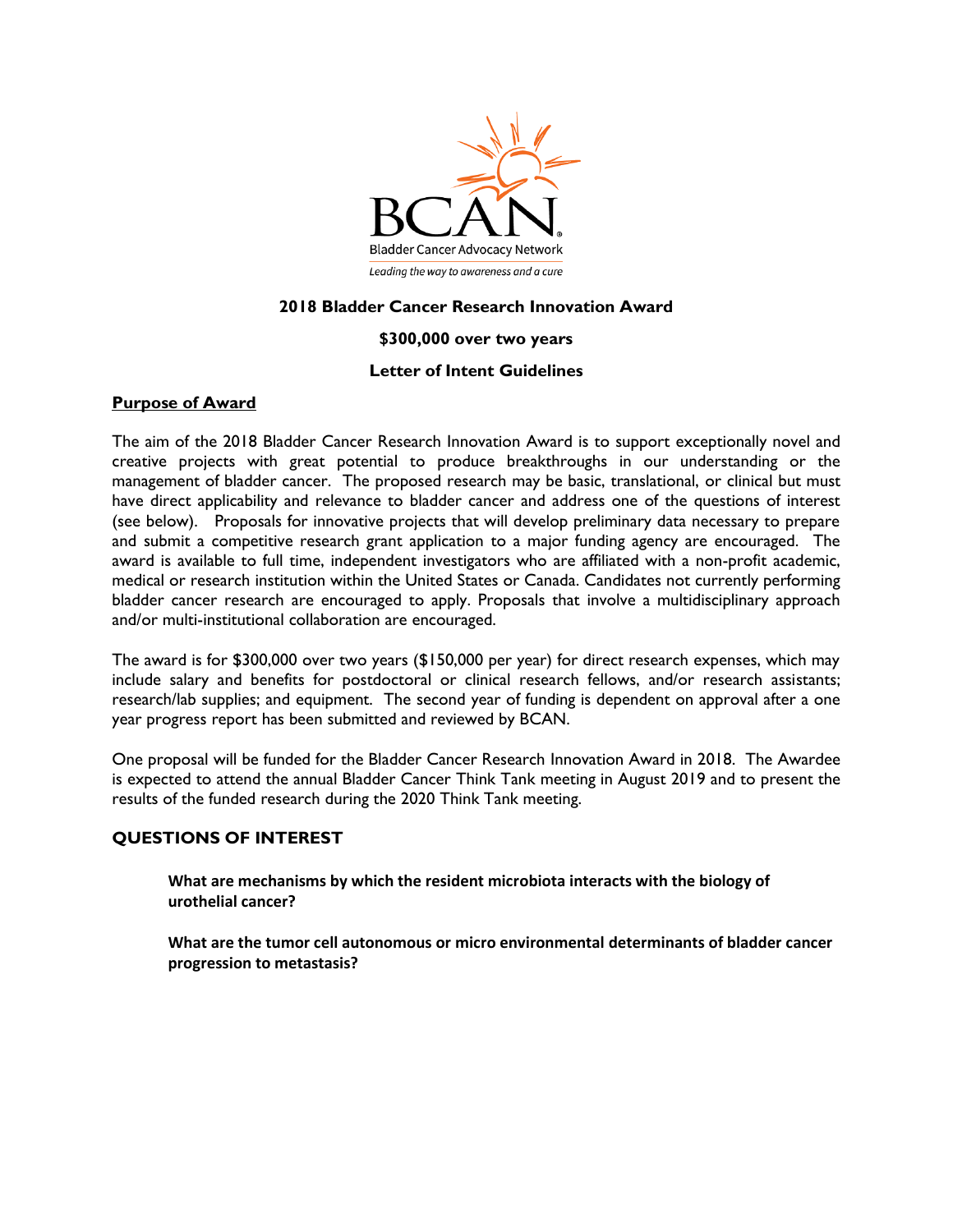BCAN

Bladder Cancer Advocacy Network

*Leading the way to awareness and a cure*

# 2018 Bladder Cancer Research Innovation Award

## $300,000 over two years

## Letter of Intent Guidelines

### Purpose of Award

The aim of the 2018 Bladder Cancer Research Innovation Award is to support exceptionally novel and creative projects with great potential to produce breakthroughs in our understanding or the management of bladder cancer. The proposed research may be basic, translational, or clinical but must have direct applicability and relevance to bladder cancer and address one of the questions of interest (see below). Proposals for innovative projects that will develop preliminary data necessary to prepare and submit a competitive research grant application to a major funding agency are encouraged. The award is available to full time, independent investigators who are affiliated with a non-profit academic, medical or research institution within the United States or Canada. Candidates not currently performing bladder cancer research are encouraged to apply. Proposals that involve a multidisciplinary approach and/or multi-institutional collaboration are encouraged.

The award is for $300,000 over two years ($150,000 per year) for direct research expenses, which may include salary and benefits for postdoctoral or clinical research fellows, and/or research assistants; research/lab supplies; and equipment. The second year of funding is dependent on approval after a one year progress report has been submitted and reviewed by BCAN.

One proposal will be funded for the Bladder Cancer Research Innovation Award in 2018. The Awardee is expected to attend the annual Bladder Cancer Think Tank meeting in August 2019 and to present the results of the funded research during the 2020 Think Tank meeting.

### QUESTIONS OF INTEREST

**What are mechanisms by which the resident microbiota interacts with the biology of urothelial cancer?**

**What are the tumor cell autonomous or micro environmental determinants of bladder cancer progression to metastasis?**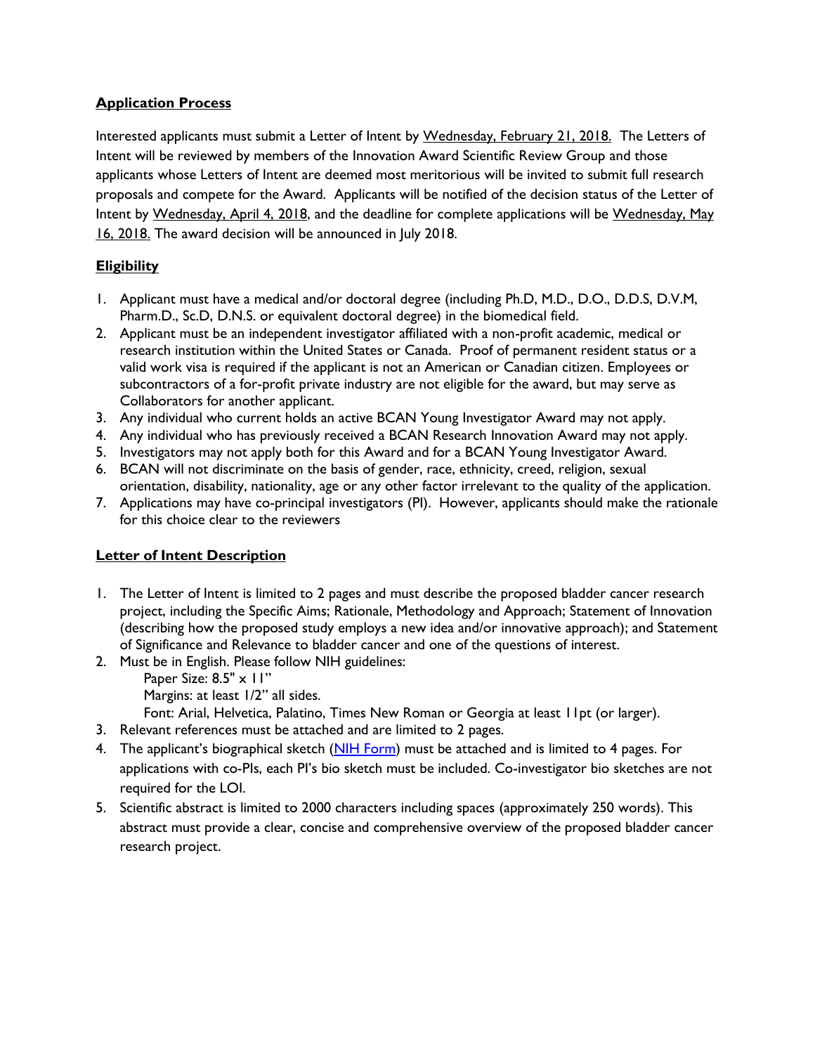## Application Process

Interested applicants must submit a Letter of Intent by Wednesday, February 21, 2018. The Letters of Intent will be reviewed by members of the Innovation Award Scientific Review Group and those applicants whose Letters of Intent are deemed most meritorious will be invited to submit full research proposals and compete for the Award. Applicants will be notified of the decision status of the Letter of Intent by Wednesday, April 4, 2018, and the deadline for complete applications will be Wednesday, May 16, 2018. The award decision will be announced in July 2018.

## Eligibility

1. Applicant must have a medical and/or doctoral degree (including Ph.D, M.D., D.O., D.D.S, D.V.M, Pharm.D., Sc.D, D.N.S. or equivalent doctoral degree) in the biomedical field.
2. Applicant must be an independent investigator affiliated with a non-profit academic, medical or research institution within the United States or Canada. Proof of permanent resident status or a valid work visa is required if the applicant is not an American or Canadian citizen. Employees or subcontractors of a for-profit private industry are not eligible for the award, but may serve as Collaborators for another applicant.
3. Any individual who current holds an active BCAN Young Investigator Award may not apply.
4. Any individual who has previously received a BCAN Research Innovation Award may not apply.
5. Investigators may not apply both for this Award and for a BCAN Young Investigator Award.
6. BCAN will not discriminate on the basis of gender, race, ethnicity, creed, religion, sexual orientation, disability, nationality, age or any other factor irrelevant to the quality of the application.
7. Applications may have co-principal investigators (PI). However, applicants should make the rationale for this choice clear to the reviewers

## Letter of Intent Description

1. The Letter of Intent is limited to 2 pages and must describe the proposed bladder cancer research project, including the Specific Aims; Rationale, Methodology and Approach; Statement of Innovation (describing how the proposed study employs a new idea and/or innovative approach); and Statement of Significance and Relevance to bladder cancer and one of the questions of interest.
2. Must be in English. Please follow NIH guidelines:
   - Paper Size: 8.5" x 11"
   - Margins: at least 1/2" all sides.
   - Font: Arial, Helvetica, Palatino, Times New Roman or Georgia at least 11pt (or larger).
3. Relevant references must be attached and are limited to 2 pages.
4. The applicant's biographical sketch (NIH Form) must be attached and is limited to 4 pages. For applications with co-PIs, each PI's bio sketch must be included. Co-investigator bio sketches are not required for the LOI.
5. Scientific abstract is limited to 2000 characters including spaces (approximately 250 words). This abstract must provide a clear, concise and comprehensive overview of the proposed bladder cancer research project.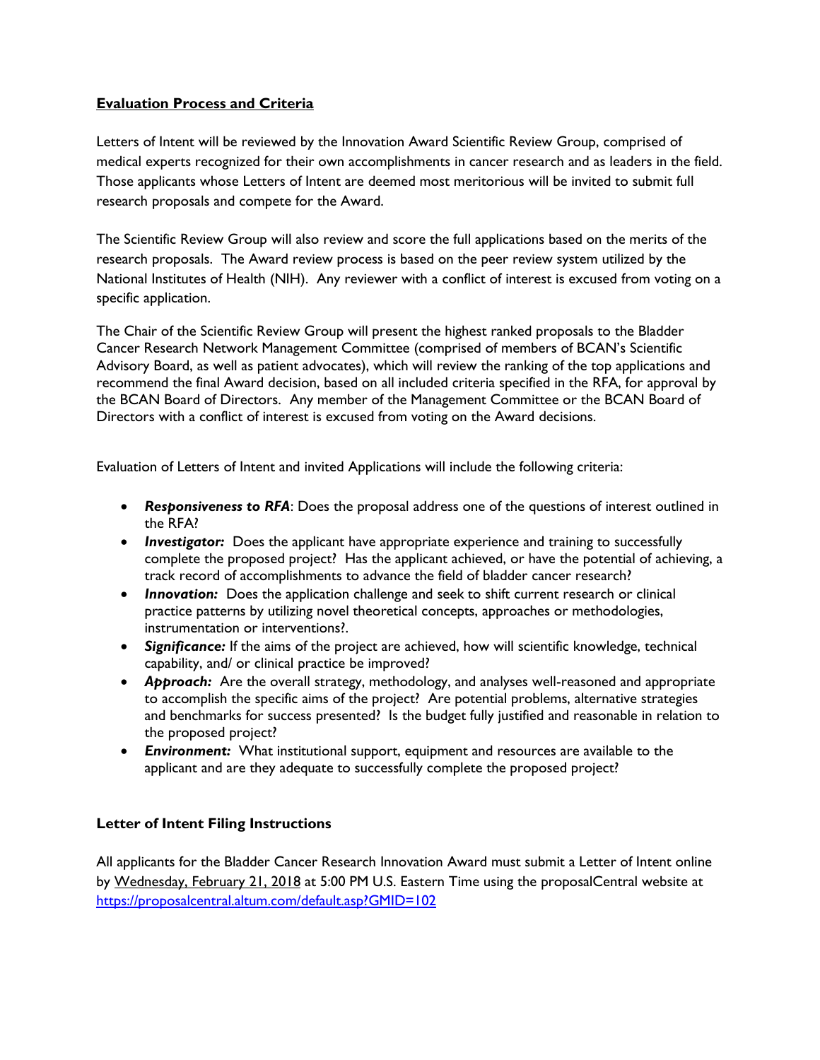**<u>Evaluation Process and Criteria</u>**

Letters of Intent will be reviewed by the Innovation Award Scientific Review Group, comprised of medical experts recognized for their own accomplishments in cancer research and as leaders in the field. Those applicants whose Letters of Intent are deemed most meritorious will be invited to submit full research proposals and compete for the Award.

The Scientific Review Group will also review and score the full applications based on the merits of the research proposals. The Award review process is based on the peer review system utilized by the National Institutes of Health (NIH). Any reviewer with a conflict of interest is excused from voting on a specific application.

The Chair of the Scientific Review Group will present the highest ranked proposals to the Bladder Cancer Research Network Management Committee (comprised of members of BCAN's Scientific Advisory Board, as well as patient advocates), which will review the ranking of the top applications and recommend the final Award decision, based on all included criteria specified in the RFA, for approval by the BCAN Board of Directors. Any member of the Management Committee or the BCAN Board of Directors with a conflict of interest is excused from voting on the Award decisions.

Evaluation of Letters of Intent and invited Applications will include the following criteria:

- ***Responsiveness to RFA***: Does the proposal address one of the questions of interest outlined in the RFA?
- ***Investigator:*** Does the applicant have appropriate experience and training to successfully complete the proposed project? Has the applicant achieved, or have the potential of achieving, a track record of accomplishments to advance the field of bladder cancer research?
- ***Innovation:*** Does the application challenge and seek to shift current research or clinical practice patterns by utilizing novel theoretical concepts, approaches or methodologies, instrumentation or interventions?.
- ***Significance:*** If the aims of the project are achieved, how will scientific knowledge, technical capability, and/ or clinical practice be improved?
- ***Approach:*** Are the overall strategy, methodology, and analyses well-reasoned and appropriate to accomplish the specific aims of the project? Are potential problems, alternative strategies and benchmarks for success presented? Is the budget fully justified and reasonable in relation to the proposed project?
- ***Environment:*** What institutional support, equipment and resources are available to the applicant and are they adequate to successfully complete the proposed project?

**Letter of Intent Filing Instructions**

All applicants for the Bladder Cancer Research Innovation Award must submit a Letter of Intent online by <u>Wednesday, February 21, 2018</u> at 5:00 PM U.S. Eastern Time using the proposalCentral website at https://proposalcentral.altum.com/default.asp?GMID=102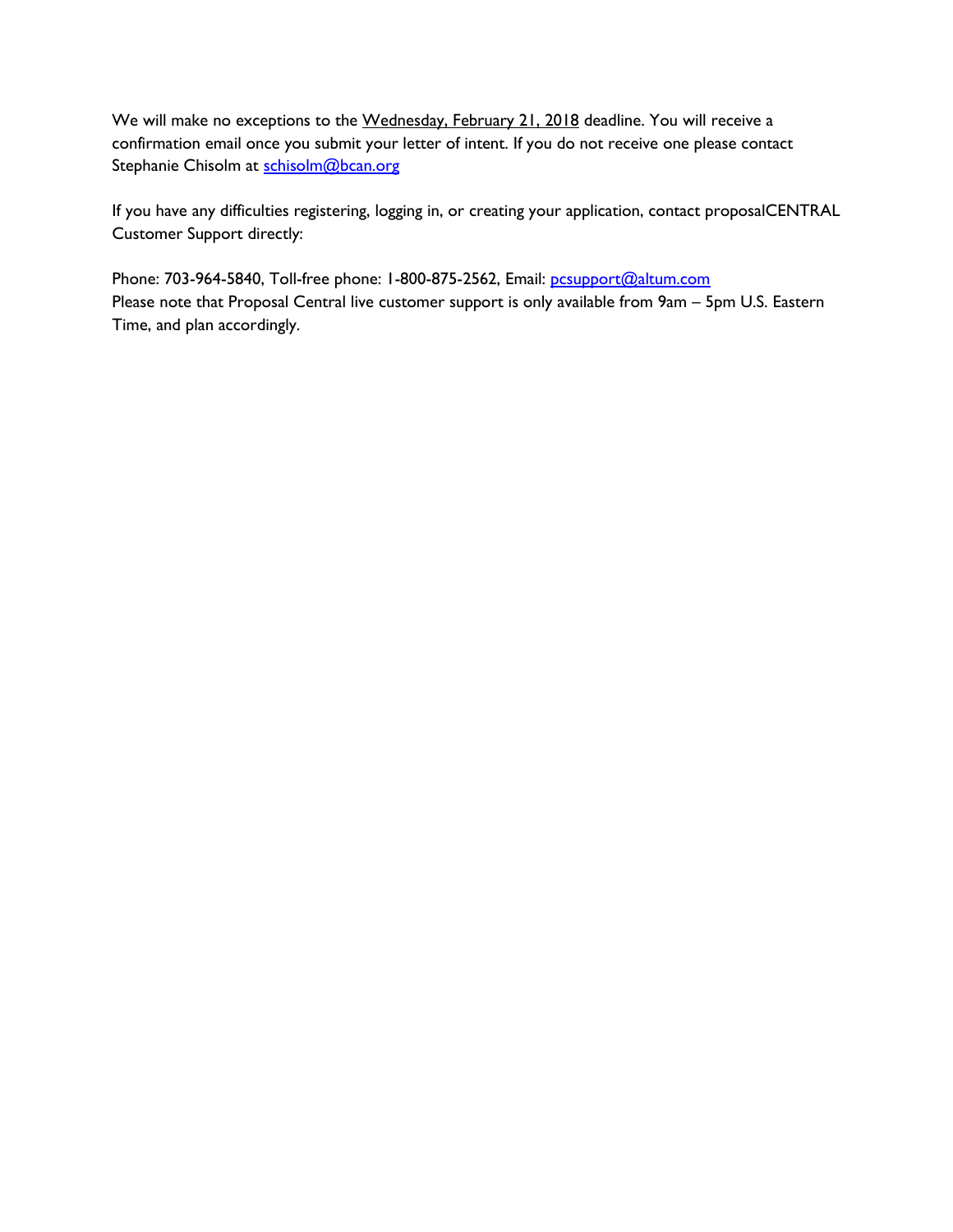We will make no exceptions to the Wednesday, February 21, 2018 deadline. You will receive a confirmation email once you submit your letter of intent. If you do not receive one please contact Stephanie Chisolm at schisolm@bcan.org

If you have any difficulties registering, logging in, or creating your application, contact proposalCENTRAL Customer Support directly:

Phone: 703-964-5840, Toll-free phone: 1-800-875-2562, Email: pcsupport@altum.com
Please note that Proposal Central live customer support is only available from 9am – 5pm U.S. Eastern Time, and plan accordingly.